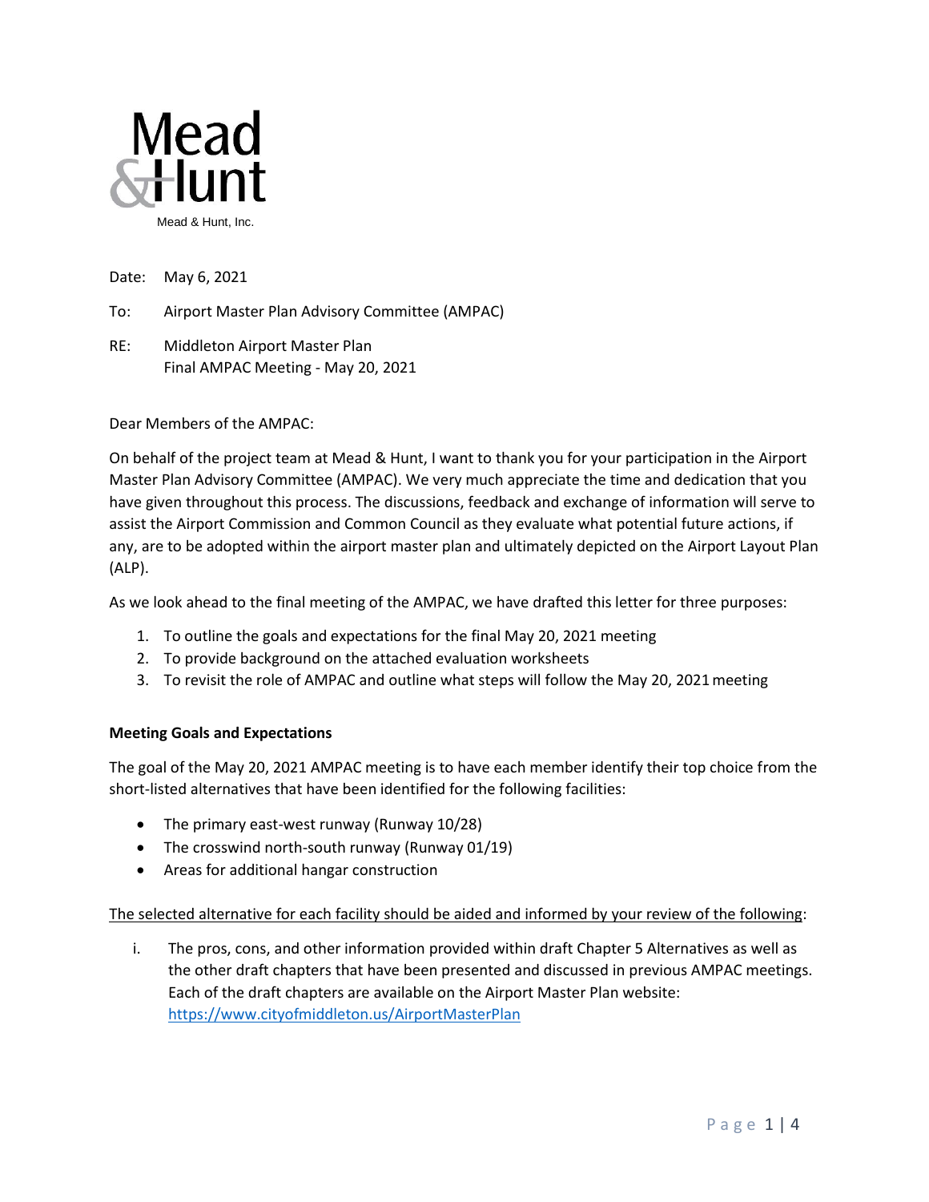Mead & Hunt, Inc.

Date: May 6, 2021

To: Airport Master Plan Advisory Committee (AMPAC)

RE: Middleton Airport Master Plan
Final AMPAC Meeting - May 20, 2021

Dear Members of the AMPAC:

On behalf of the project team at Mead & Hunt, I want to thank you for your participation in the Airport Master Plan Advisory Committee (AMPAC). We very much appreciate the time and dedication that you have given throughout this process. The discussions, feedback and exchange of information will serve to assist the Airport Commission and Common Council as they evaluate what potential future actions, if any, are to be adopted within the airport master plan and ultimately depicted on the Airport Layout Plan (ALP).

As we look ahead to the final meeting of the AMPAC, we have drafted this letter for three purposes:

1. To outline the goals and expectations for the final May 20, 2021 meeting
2. To provide background on the attached evaluation worksheets
3. To revisit the role of AMPAC and outline what steps will follow the May 20, 2021 meeting

**Meeting Goals and Expectations**

The goal of the May 20, 2021 AMPAC meeting is to have each member identify their top choice from the short-listed alternatives that have been identified for the following facilities:

- The primary east-west runway (Runway 10/28)
- The crosswind north-south runway (Runway 01/19)
- Areas for additional hangar construction

<u>The selected alternative for each facility should be aided and informed by your review of the following</u>:

i. The pros, cons, and other information provided within draft Chapter 5 Alternatives as well as the other draft chapters that have been presented and discussed in previous AMPAC meetings. Each of the draft chapters are available on the Airport Master Plan website: https://www.cityofmiddleton.us/AirportMasterPlan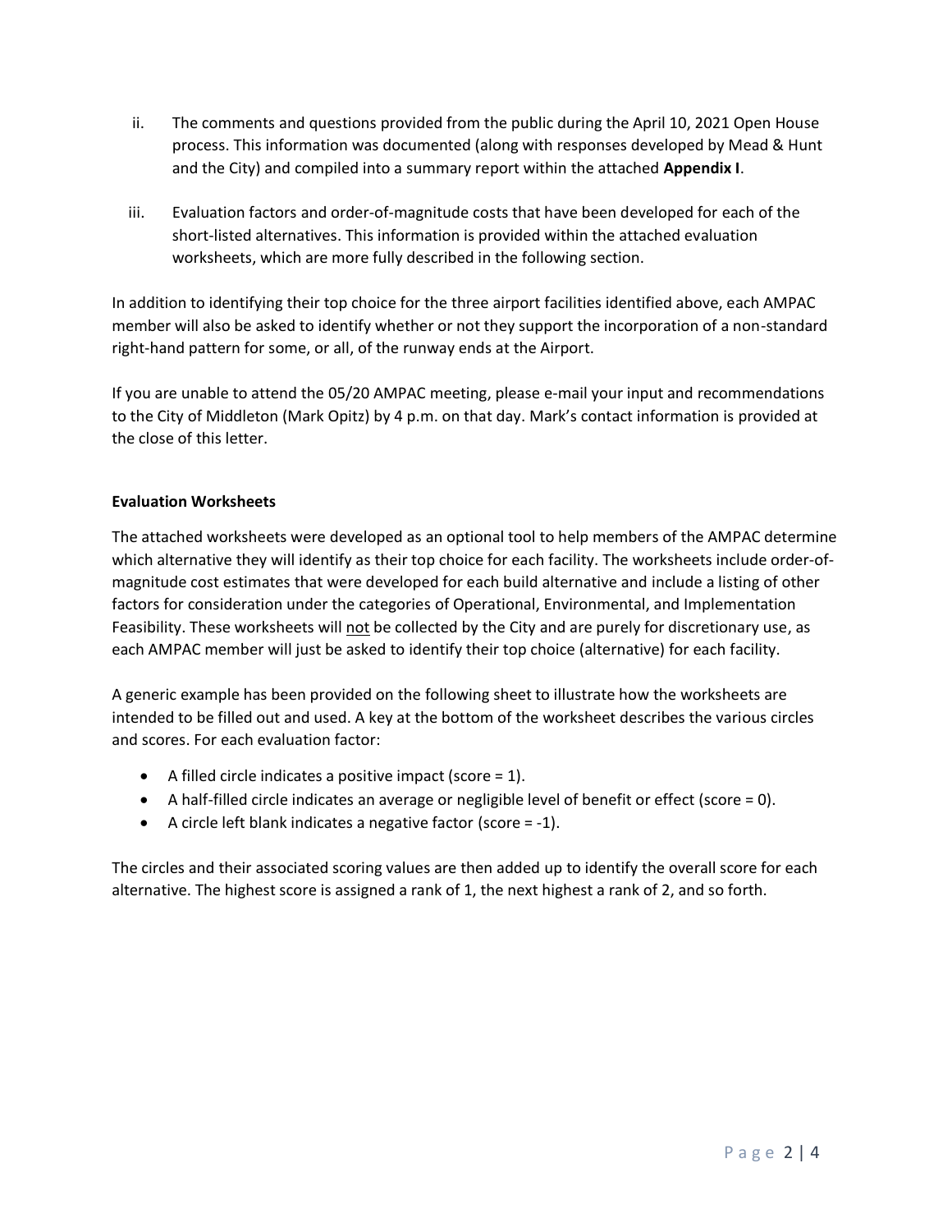ii. The comments and questions provided from the public during the April 10, 2021 Open House process. This information was documented (along with responses developed by Mead & Hunt and the City) and compiled into a summary report within the attached **Appendix I**.

iii. Evaluation factors and order-of-magnitude costs that have been developed for each of the short-listed alternatives. This information is provided within the attached evaluation worksheets, which are more fully described in the following section.

In addition to identifying their top choice for the three airport facilities identified above, each AMPAC member will also be asked to identify whether or not they support the incorporation of a non-standard right-hand pattern for some, or all, of the runway ends at the Airport.

If you are unable to attend the 05/20 AMPAC meeting, please e-mail your input and recommendations to the City of Middleton (Mark Opitz) by 4 p.m. on that day. Mark's contact information is provided at the close of this letter.

**Evaluation Worksheets**

The attached worksheets were developed as an optional tool to help members of the AMPAC determine which alternative they will identify as their top choice for each facility. The worksheets include order-of-magnitude cost estimates that were developed for each build alternative and include a listing of other factors for consideration under the categories of Operational, Environmental, and Implementation Feasibility. These worksheets will <u>not</u> be collected by the City and are purely for discretionary use, as each AMPAC member will just be asked to identify their top choice (alternative) for each facility.

A generic example has been provided on the following sheet to illustrate how the worksheets are intended to be filled out and used. A key at the bottom of the worksheet describes the various circles and scores. For each evaluation factor:

- A filled circle indicates a positive impact (score = 1).
- A half-filled circle indicates an average or negligible level of benefit or effect (score = 0).
- A circle left blank indicates a negative factor (score = -1).

The circles and their associated scoring values are then added up to identify the overall score for each alternative. The highest score is assigned a rank of 1, the next highest a rank of 2, and so forth.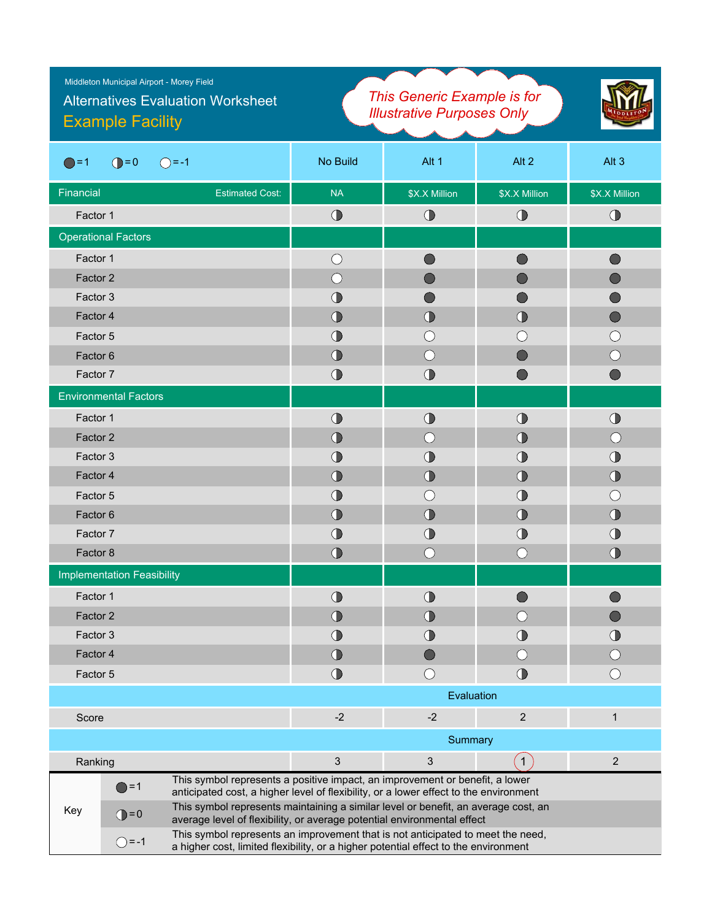Middleton Municipal Airport - Morey Field

# Alternatives Evaluation Worksheet

## Example Facility

*This Generic Example is for Illustrative Purposes Only*

| ● = 1   ◑ = 0   ○ = -1 | No Build | Alt 1 | Alt 2 | Alt 3 |
|---|---|---|---|---|
| **Financial** — Estimated Cost: | NA | $X.X Million | $X.X Million | $X.X Million |
| Factor 1 | ◑ | ◑ | ◑ | ◑ |
| **Operational Factors** | | | | |
| Factor 1 | ○ | ● | ● | ● |
| Factor 2 | ○ | ● | ● | ● |
| Factor 3 | ◑ | ● | ● | ● |
| Factor 4 | ◑ | ◑ | ◑ | ● |
| Factor 5 | ◑ | ○ | ○ | ○ |
| Factor 6 | ◑ | ○ | ● | ○ |
| Factor 7 | ◑ | ◑ | ● | ● |
| **Environmental Factors** | | | | |
| Factor 1 | ◑ | ◑ | ◑ | ◑ |
| Factor 2 | ◑ | ○ | ◑ | ○ |
| Factor 3 | ◑ | ◑ | ◑ | ◑ |
| Factor 4 | ◑ | ◑ | ◑ | ◑ |
| Factor 5 | ◑ | ○ | ◑ | ○ |
| Factor 6 | ◑ | ◑ | ◑ | ◑ |
| Factor 7 | ◑ | ◑ | ◑ | ◑ |
| Factor 8 | ◑ | ○ | ○ | ◑ |
| **Implementation Feasibility** | | | | |
| Factor 1 | ◑ | ◑ | ● | ● |
| Factor 2 | ◑ | ◑ | ○ | ● |
| Factor 3 | ◑ | ◑ | ◑ | ◑ |
| Factor 4 | ◑ | ● | ○ | ○ |
| Factor 5 | ◑ | ○ | ◑ | ○ |
| **Evaluation** | | | | |
| Score | -2 | -2 | 2 | 1 |
| **Summary** | | | | |
| Ranking | 3 | 3 | 1 | 2 |

| Key | | |
|---|---|---|
| | ● = 1 | This symbol represents a positive impact, an improvement or benefit, a lower anticipated cost, a higher level of flexibility, or a lower effect to the environment |
| | ◑ = 0 | This symbol represents maintaining a similar level or benefit, an average cost, an average level of flexibility, or average potential environmental effect |
| | ○ = -1 | This symbol represents an improvement that is not anticipated to meet the need, a higher cost, limited flexibility, or a higher potential effect to the environment |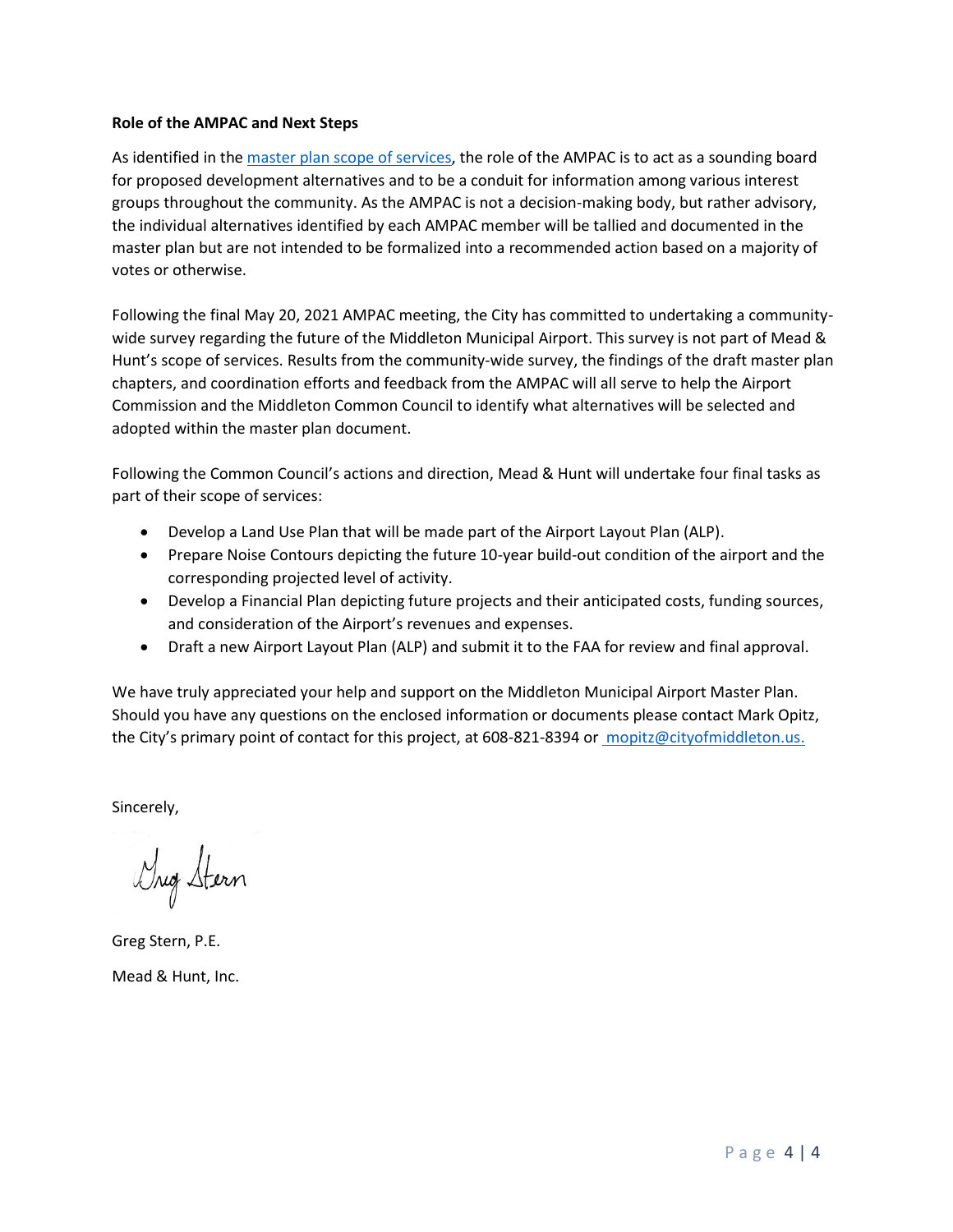**Role of the AMPAC and Next Steps**

As identified in the master plan scope of services, the role of the AMPAC is to act as a sounding board for proposed development alternatives and to be a conduit for information among various interest groups throughout the community. As the AMPAC is not a decision-making body, but rather advisory, the individual alternatives identified by each AMPAC member will be tallied and documented in the master plan but are not intended to be formalized into a recommended action based on a majority of votes or otherwise.

Following the final May 20, 2021 AMPAC meeting, the City has committed to undertaking a community-wide survey regarding the future of the Middleton Municipal Airport. This survey is not part of Mead & Hunt's scope of services. Results from the community-wide survey, the findings of the draft master plan chapters, and coordination efforts and feedback from the AMPAC will all serve to help the Airport Commission and the Middleton Common Council to identify what alternatives will be selected and adopted within the master plan document.

Following the Common Council's actions and direction, Mead & Hunt will undertake four final tasks as part of their scope of services:

- Develop a Land Use Plan that will be made part of the Airport Layout Plan (ALP).
- Prepare Noise Contours depicting the future 10-year build-out condition of the airport and the corresponding projected level of activity.
- Develop a Financial Plan depicting future projects and their anticipated costs, funding sources, and consideration of the Airport's revenues and expenses.
- Draft a new Airport Layout Plan (ALP) and submit it to the FAA for review and final approval.

We have truly appreciated your help and support on the Middleton Municipal Airport Master Plan. Should you have any questions on the enclosed information or documents please contact Mark Opitz, the City's primary point of contact for this project, at 608-821-8394 or mopitz@cityofmiddleton.us.

Sincerely,

Greg Stern

Greg Stern, P.E.

Mead & Hunt, Inc.